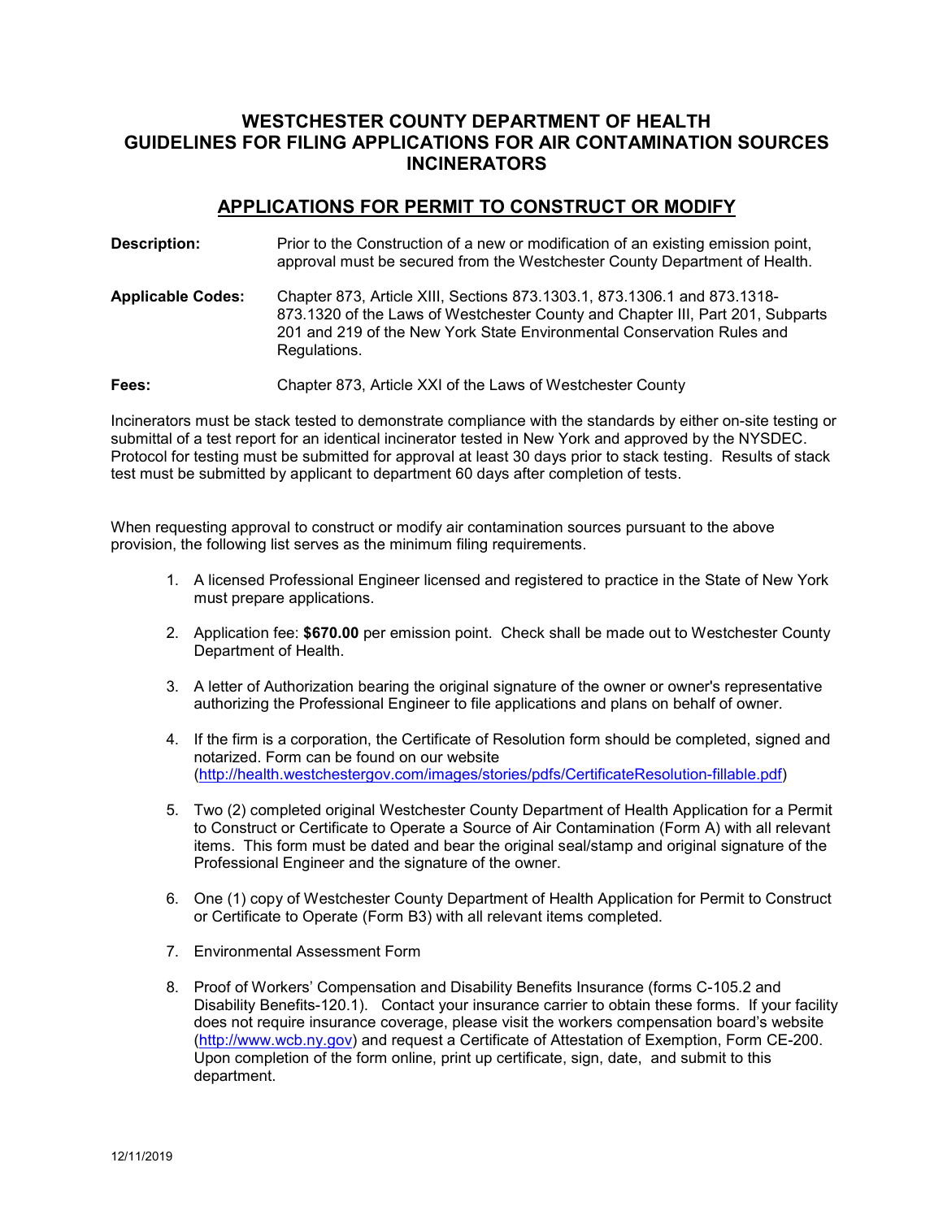# WESTCHESTER COUNTY DEPARTMENT OF HEALTH GUIDELINES FOR FILING APPLICATIONS FOR AIR CONTAMINATION SOURCES INCINERATORS

## APPLICATIONS FOR PERMIT TO CONSTRUCT OR MODIFY

**Description:** Prior to the Construction of a new or modification of an existing emission point, approval must be secured from the Westchester County Department of Health.

**Applicable Codes:** Chapter 873, Article XIII, Sections 873.1303.1, 873.1306.1 and 873.1318-873.1320 of the Laws of Westchester County and Chapter III, Part 201, Subparts 201 and 219 of the New York State Environmental Conservation Rules and Regulations.

**Fees:** Chapter 873, Article XXI of the Laws of Westchester County

Incinerators must be stack tested to demonstrate compliance with the standards by either on-site testing or submittal of a test report for an identical incinerator tested in New York and approved by the NYSDEC. Protocol for testing must be submitted for approval at least 30 days prior to stack testing. Results of stack test must be submitted by applicant to department 60 days after completion of tests.

When requesting approval to construct or modify air contamination sources pursuant to the above provision, the following list serves as the minimum filing requirements.

1. A licensed Professional Engineer licensed and registered to practice in the State of New York must prepare applications.
2. Application fee: **$670.00** per emission point. Check shall be made out to Westchester County Department of Health.
3. A letter of Authorization bearing the original signature of the owner or owner's representative authorizing the Professional Engineer to file applications and plans on behalf of owner.
4. If the firm is a corporation, the Certificate of Resolution form should be completed, signed and notarized. Form can be found on our website (http://health.westchestergov.com/images/stories/pdfs/CertificateResolution-fillable.pdf)
5. Two (2) completed original Westchester County Department of Health Application for a Permit to Construct or Certificate to Operate a Source of Air Contamination (Form A) with all relevant items. This form must be dated and bear the original seal/stamp and original signature of the Professional Engineer and the signature of the owner.
6. One (1) copy of Westchester County Department of Health Application for Permit to Construct or Certificate to Operate (Form B3) with all relevant items completed.
7. Environmental Assessment Form
8. Proof of Workers' Compensation and Disability Benefits Insurance (forms C-105.2 and Disability Benefits-120.1). Contact your insurance carrier to obtain these forms. If your facility does not require insurance coverage, please visit the workers compensation board's website (http://www.wcb.ny.gov) and request a Certificate of Attestation of Exemption, Form CE-200. Upon completion of the form online, print up certificate, sign, date, and submit to this department.

12/11/2019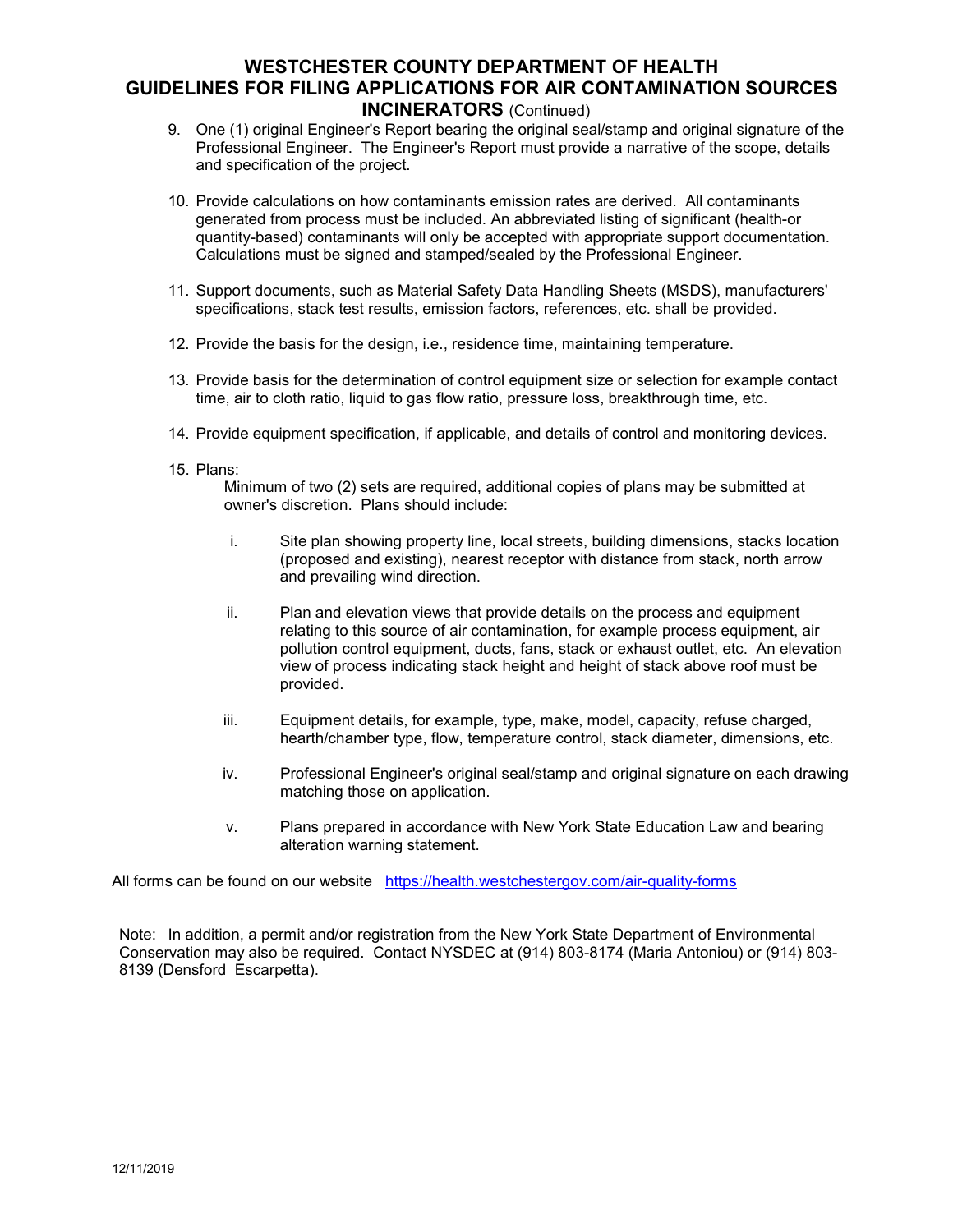# WESTCHESTER COUNTY DEPARTMENT OF HEALTH
# GUIDELINES FOR FILING APPLICATIONS FOR AIR CONTAMINATION SOURCES
## INCINERATORS (Continued)

9. One (1) original Engineer's Report bearing the original seal/stamp and original signature of the Professional Engineer. The Engineer's Report must provide a narrative of the scope, details and specification of the project.

10. Provide calculations on how contaminants emission rates are derived. All contaminants generated from process must be included. An abbreviated listing of significant (health-or quantity-based) contaminants will only be accepted with appropriate support documentation. Calculations must be signed and stamped/sealed by the Professional Engineer.

11. Support documents, such as Material Safety Data Handling Sheets (MSDS), manufacturers' specifications, stack test results, emission factors, references, etc. shall be provided.

12. Provide the basis for the design, i.e., residence time, maintaining temperature.

13. Provide basis for the determination of control equipment size or selection for example contact time, air to cloth ratio, liquid to gas flow ratio, pressure loss, breakthrough time, etc.

14. Provide equipment specification, if applicable, and details of control and monitoring devices.

15. Plans:

    Minimum of two (2) sets are required, additional copies of plans may be submitted at owner's discretion. Plans should include:

    i. Site plan showing property line, local streets, building dimensions, stacks location (proposed and existing), nearest receptor with distance from stack, north arrow and prevailing wind direction.

    ii. Plan and elevation views that provide details on the process and equipment relating to this source of air contamination, for example process equipment, air pollution control equipment, ducts, fans, stack or exhaust outlet, etc. An elevation view of process indicating stack height and height of stack above roof must be provided.

    iii. Equipment details, for example, type, make, model, capacity, refuse charged, hearth/chamber type, flow, temperature control, stack diameter, dimensions, etc.

    iv. Professional Engineer's original seal/stamp and original signature on each drawing matching those on application.

    v. Plans prepared in accordance with New York State Education Law and bearing alteration warning statement.

All forms can be found on our website https://health.westchestergov.com/air-quality-forms

Note: In addition, a permit and/or registration from the New York State Department of Environmental Conservation may also be required. Contact NYSDEC at (914) 803-8174 (Maria Antoniou) or (914) 803-8139 (Densford Escarpetta).

12/11/2019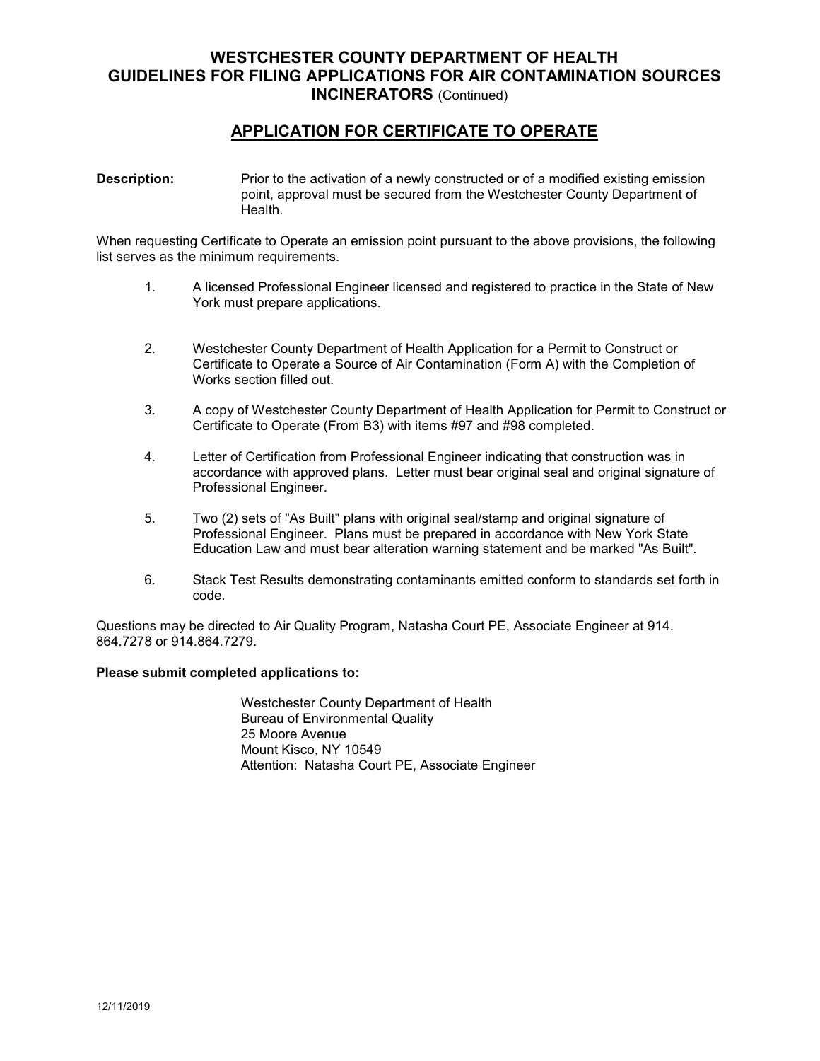# WESTCHESTER COUNTY DEPARTMENT OF HEALTH
# GUIDELINES FOR FILING APPLICATIONS FOR AIR CONTAMINATION SOURCES
# INCINERATORS (Continued)

## APPLICATION FOR CERTIFICATE TO OPERATE

**Description:** Prior to the activation of a newly constructed or of a modified existing emission point, approval must be secured from the Westchester County Department of Health.

When requesting Certificate to Operate an emission point pursuant to the above provisions, the following list serves as the minimum requirements.

1. A licensed Professional Engineer licensed and registered to practice in the State of New York must prepare applications.

2. Westchester County Department of Health Application for a Permit to Construct or Certificate to Operate a Source of Air Contamination (Form A) with the Completion of Works section filled out.

3. A copy of Westchester County Department of Health Application for Permit to Construct or Certificate to Operate (From B3) with items #97 and #98 completed.

4. Letter of Certification from Professional Engineer indicating that construction was in accordance with approved plans. Letter must bear original seal and original signature of Professional Engineer.

5. Two (2) sets of "As Built" plans with original seal/stamp and original signature of Professional Engineer. Plans must be prepared in accordance with New York State Education Law and must bear alteration warning statement and be marked "As Built".

6. Stack Test Results demonstrating contaminants emitted conform to standards set forth in code.

Questions may be directed to Air Quality Program, Natasha Court PE, Associate Engineer at 914. 864.7278 or 914.864.7279.

**Please submit completed applications to:**

Westchester County Department of Health
Bureau of Environmental Quality
25 Moore Avenue
Mount Kisco, NY 10549
Attention: Natasha Court PE, Associate Engineer

12/11/2019